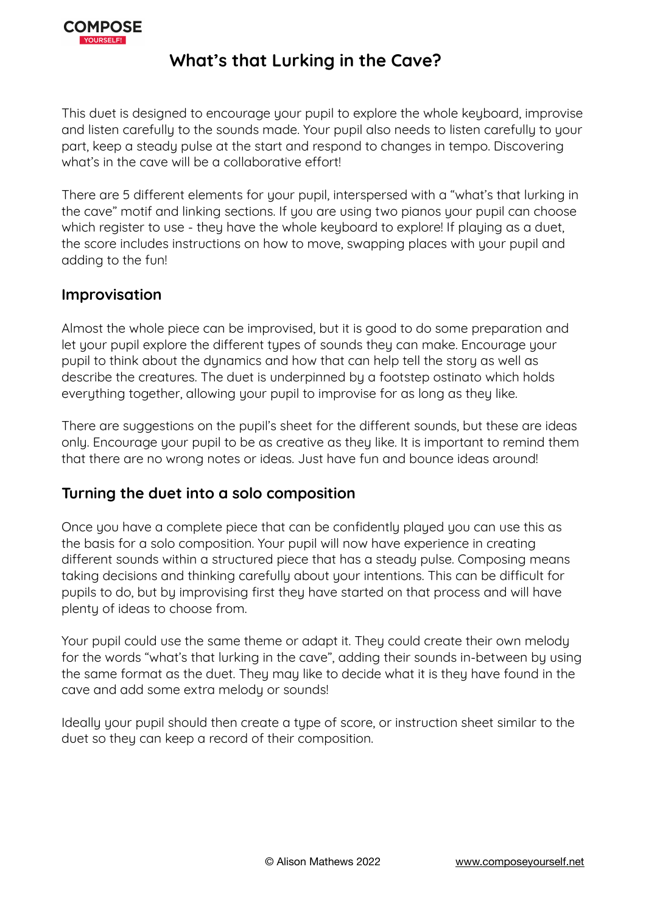# What's that Lurking in the Cave?

This duet is designed to encourage your pupil to explore the whole keyboard, improvise and listen carefully to the sounds made. Your pupil also needs to listen carefully to your part, keep a steady pulse at the start and respond to changes in tempo. Discovering what's in the cave will be a collaborative effort!

There are 5 different elements for your pupil, interspersed with a "what's that lurking in the cave" motif and linking sections. If you are using two pianos your pupil can choose which register to use - they have the whole keyboard to explore! If playing as a duet, the score includes instructions on how to move, swapping places with your pupil and adding to the fun!

## Improvisation

Almost the whole piece can be improvised, but it is good to do some preparation and let your pupil explore the different types of sounds they can make. Encourage your pupil to think about the dynamics and how that can help tell the story as well as describe the creatures. The duet is underpinned by a footstep ostinato which holds everything together, allowing your pupil to improvise for as long as they like.

There are suggestions on the pupil's sheet for the different sounds, but these are ideas only. Encourage your pupil to be as creative as they like. It is important to remind them that there are no wrong notes or ideas. Just have fun and bounce ideas around!

## Turning the duet into a solo composition

Once you have a complete piece that can be confidently played you can use this as the basis for a solo composition. Your pupil will now have experience in creating different sounds within a structured piece that has a steady pulse. Composing means taking decisions and thinking carefully about your intentions. This can be difficult for pupils to do, but by improvising first they have started on that process and will have plenty of ideas to choose from.

Your pupil could use the same theme or adapt it. They could create their own melody for the words "what's that lurking in the cave", adding their sounds in-between by using the same format as the duet. They may like to decide what it is they have found in the cave and add some extra melody or sounds!

Ideally your pupil should then create a type of score, or instruction sheet similar to the duet so they can keep a record of their composition.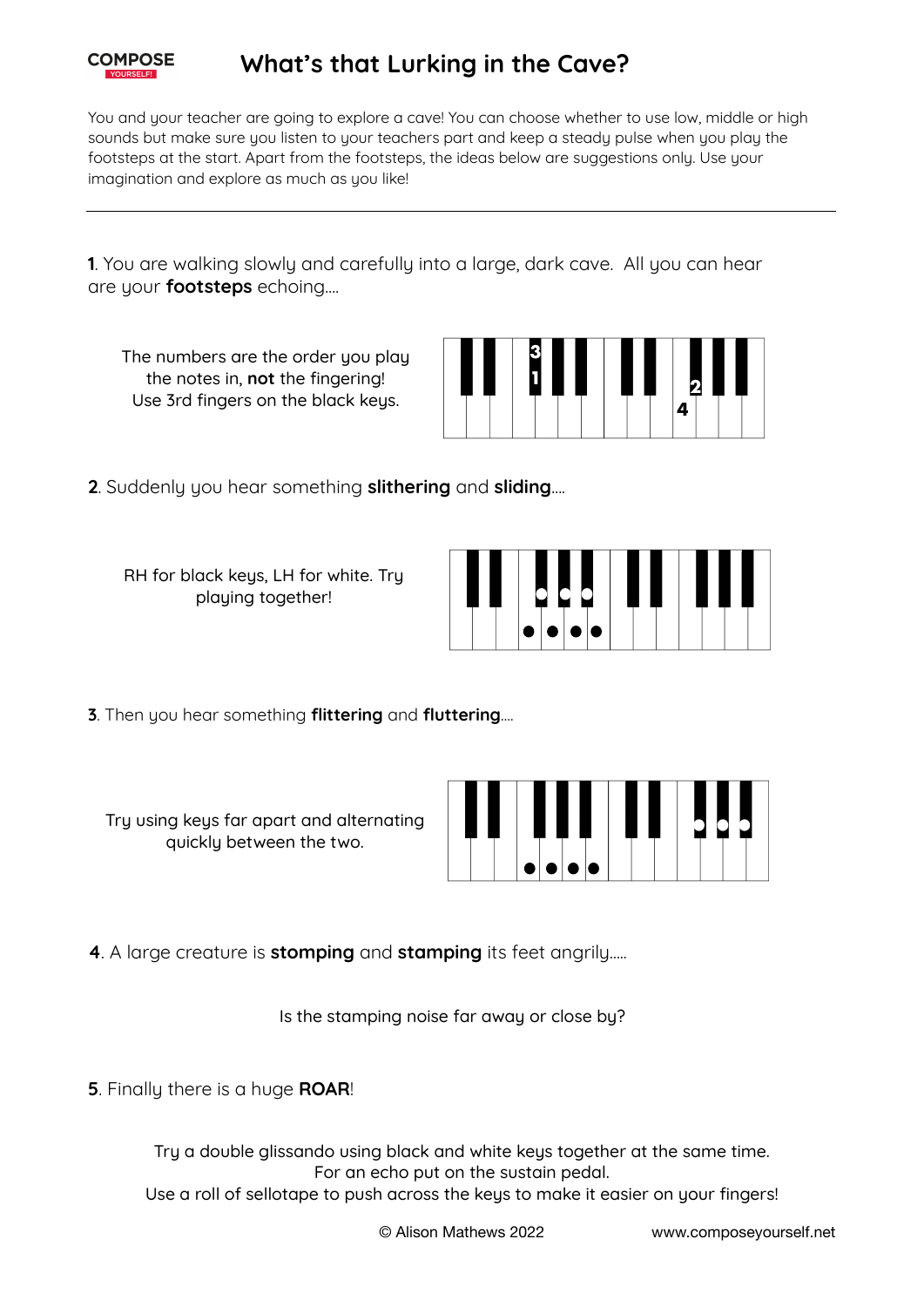# What's that Lurking in the Cave?

You and your teacher are going to explore a cave! You can choose whether to use low, middle or high sounds but make sure you listen to your teachers part and keep a steady pulse when you play the footsteps at the start. Apart from the footsteps, the ideas below are suggestions only. Use your imagination and explore as much as you like!

---

**1**. You are walking slowly and carefully into a large, dark cave. All you can hear are your **footsteps** echoing....

The numbers are the order you play the notes in, **not** the fingering! Use 3rd fingers on the black keys.

**2**. Suddenly you hear something **slithering** and **sliding**....

RH for black keys, LH for white. Try playing together!

**3**. Then you hear something **flittering** and **fluttering**....

Try using keys far apart and alternating quickly between the two.

**4**. A large creature is **stomping** and **stamping** its feet angrily.....

Is the stamping noise far away or close by?

**5**. Finally there is a huge **ROAR**!

Try a double glissando using black and white keys together at the same time.
For an echo put on the sustain pedal.
Use a roll of sellotape to push across the keys to make it easier on your fingers!

© Alison Mathews 2022 www.composeyourself.net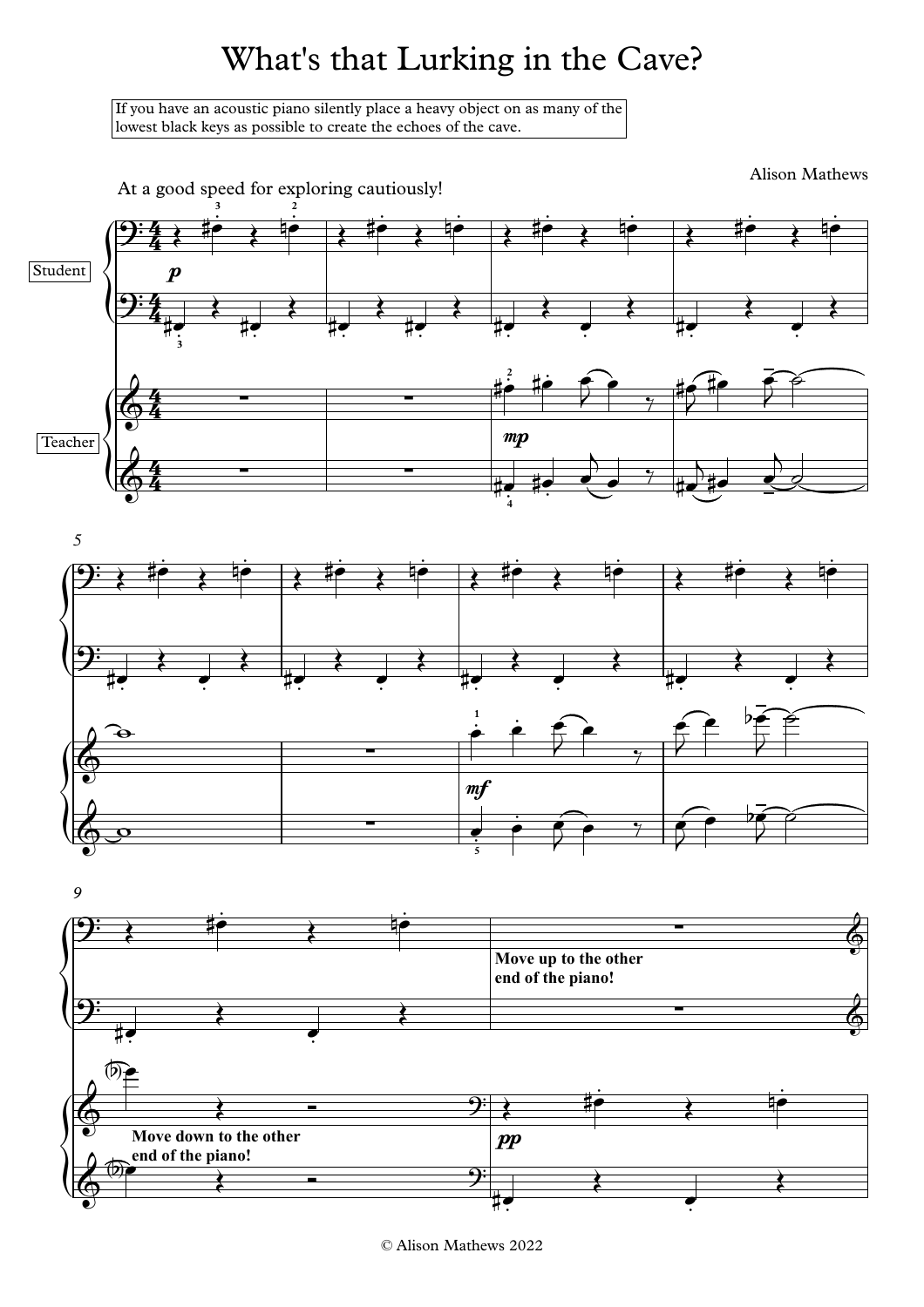# What's that Lurking in the Cave?

If you have an acoustic piano silently place a heavy object on as many of the lowest black keys as possible to create the echoes of the cave.

Alison Mathews

At a good speed for exploring cautiously!

Student

Teacher

*p*

*mp*

*mf*

**Move up to the other end of the piano!**

**Move down to the other end of the piano!**

*pp*

© Alison Mathews 2022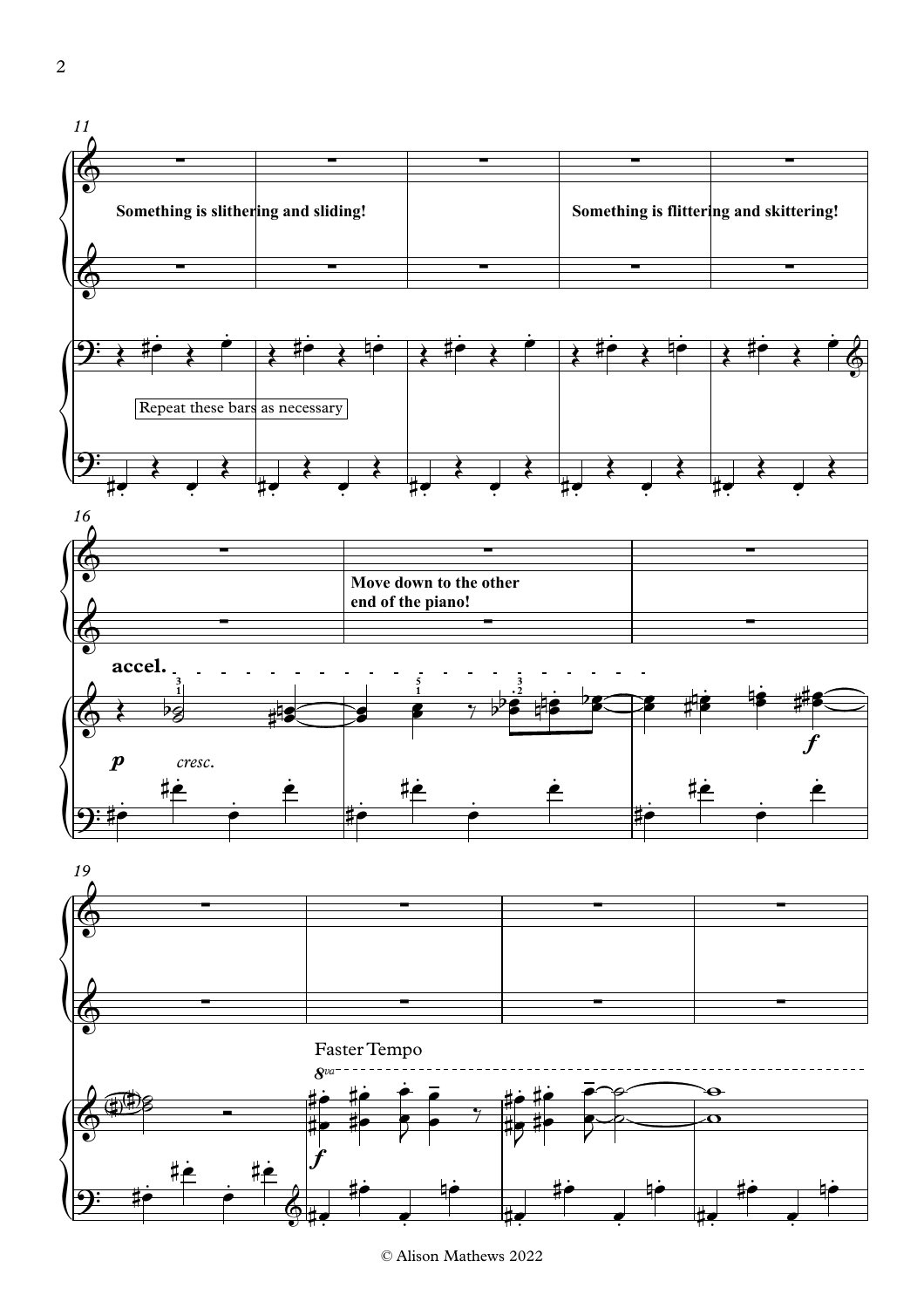Something is slithering and sliding!

Something is flittering and skittering!

Repeat these bars as necessary

accel.

*p* *cresc.*

Move down to the other end of the piano!

*f*

Faster Tempo

*f*

© Alison Mathews 2022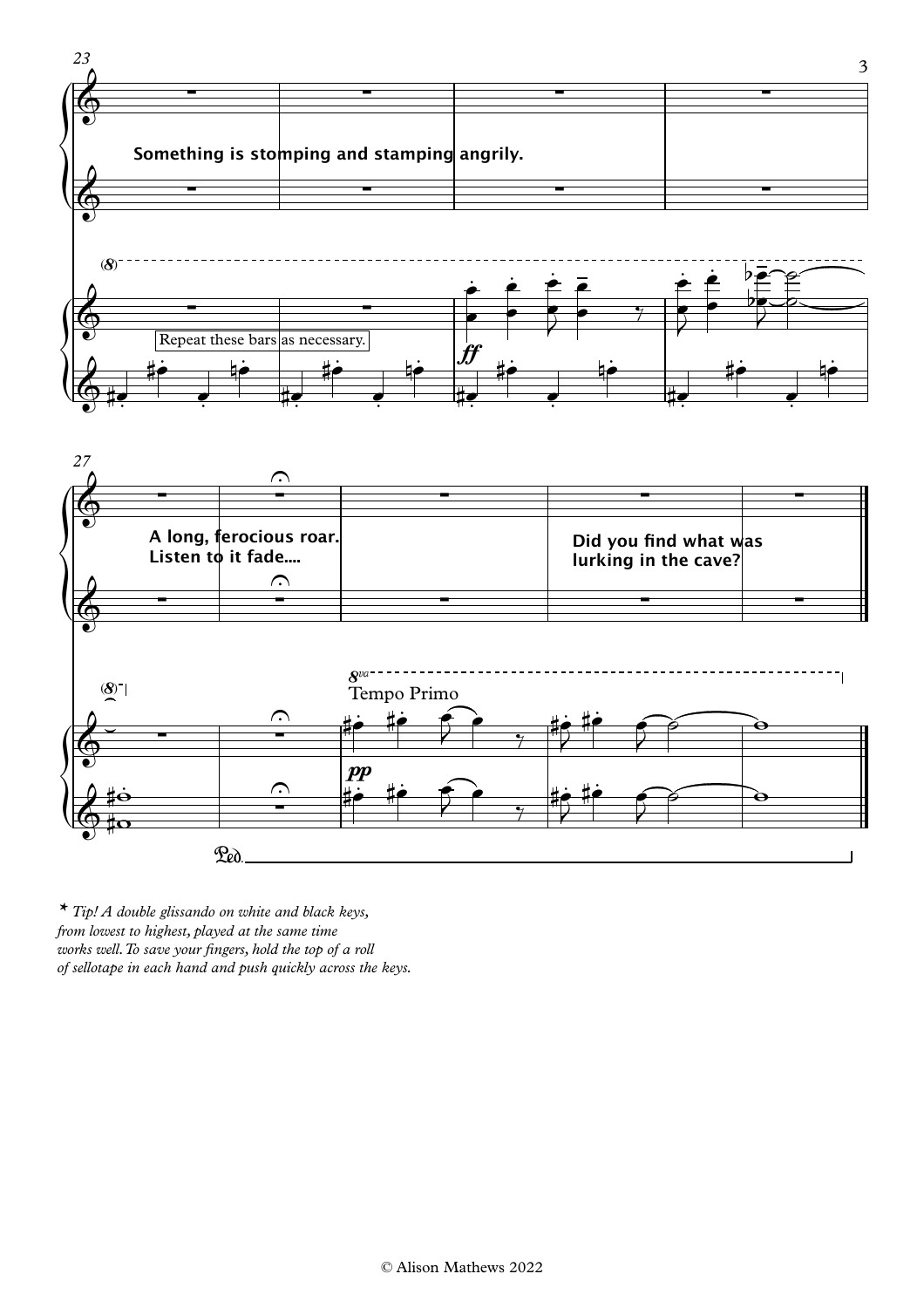Something is stomping and stamping angrily.

Repeat these bars as necessary.

A long, ferocious roar.
Listen to it fade....

Tempo Primo

Did you find what was
lurking in the cave?

* *Tip! A double glissando on white and black keys, from lowest to highest, played at the same time works well. To save your fingers, hold the top of a roll of sellotape in each hand and push quickly across the keys.*

© Alison Mathews 2022